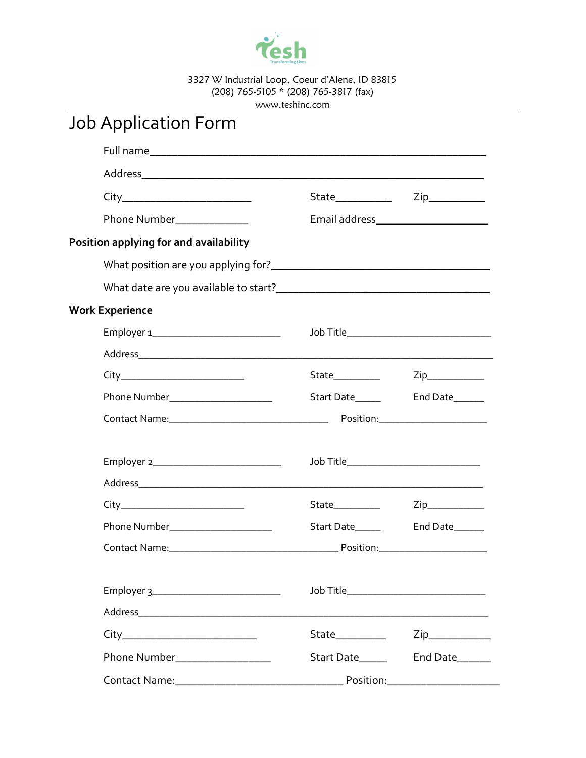Tesh
Transforming Lives

3327 W Industrial Loop, Coeur d'Alene, ID 83815
(208) 765-5105 * (208) 765-3817 (fax)
www.teshinc.com

# Job Application Form

Full name_______________________________________________

Address_______________________________________________

City______________________ State__________ Zip__________

Phone Number____________ Email address__________________

**Position applying for and availability**

What position are you applying for?______________________________

What date are you available to start?______________________________

**Work Experience**

Employer 1______________________ Job Title__________________________

Address______________________________________________________

City______________________ State________ Zip__________

Phone Number__________________ Start Date_____ End Date______

Contact Name:____________________________ Position:___________________

Employer 2______________________ Job Title__________________________

Address______________________________________________________

City______________________ State________ Zip__________

Phone Number__________________ Start Date_____ End Date______

Contact Name:____________________________ Position:___________________

Employer 3______________________ Job Title__________________________

Address______________________________________________________

City______________________ State________ Zip__________

Phone Number__________________ Start Date_____ End Date______

Contact Name:____________________________ Position:___________________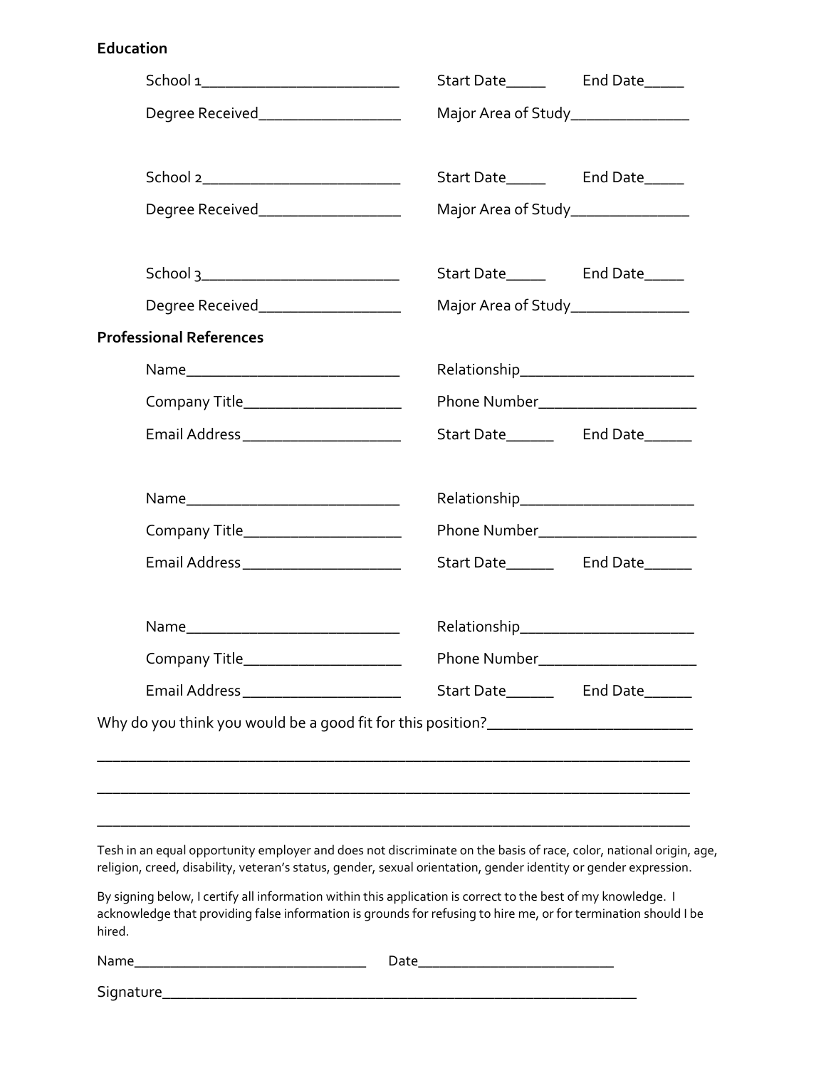**Education**

School 1________________________ Start Date_____ End Date_____

Degree Received_________________ Major Area of Study______________

School 2________________________ Start Date_____ End Date_____

Degree Received_________________ Major Area of Study______________

School 3________________________ Start Date_____ End Date_____

Degree Received_________________ Major Area of Study______________

**Professional References**

Name__________________________ Relationship____________________

Company Title___________________ Phone Number___________________

Email Address ___________________ Start Date______ End Date______

Name__________________________ Relationship____________________

Company Title___________________ Phone Number___________________

Email Address ___________________ Start Date______ End Date______

Name__________________________ Relationship____________________

Company Title___________________ Phone Number___________________

Email Address ___________________ Start Date______ End Date______

Why do you think you would be a good fit for this position?_________________________

_____________________________________________________________________________

_____________________________________________________________________________

_____________________________________________________________________________

Tesh in an equal opportunity employer and does not discriminate on the basis of race, color, national origin, age, religion, creed, disability, veteran's status, gender, sexual orientation, gender identity or gender expression.

By signing below, I certify all information within this application is correct to the best of my knowledge. I acknowledge that providing false information is grounds for refusing to hire me, or for termination should I be hired.

Name______________________________ Date_________________________

Signature______________________________________________________________